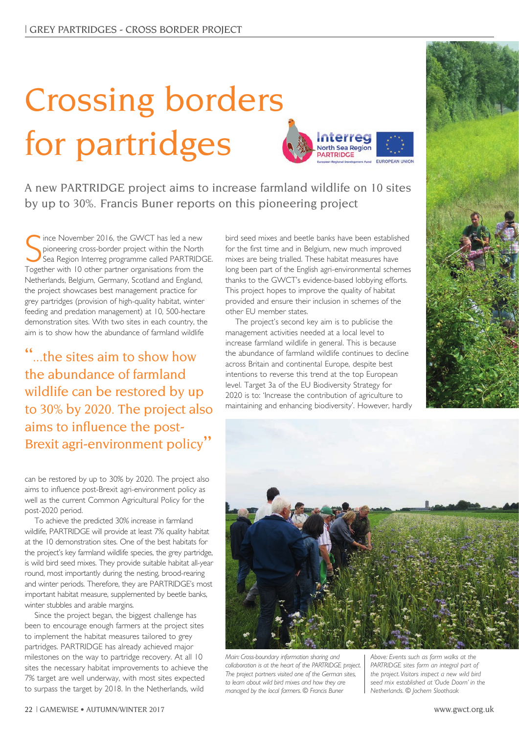# Crossing borders for partridges

A new PARTRIDGE project aims to increase farmland wildlife on 10 sites by up to 30%. Francis Buner reports on this pioneering project

Since November 2016, the GWCT has led a new pioneering cross-border project within the North Sea Region Interreg programme called PARTRIDGE. Together with 10 other partner organisations from the Netherlands, Belgium, Germany, Scotland and England, the project showcases best management practice for grey partridges (provision of high-quality habitat, winter feeding and predation management) at 10, 500-hectare demonstration sites. With two sites in each country, the aim is to show how the abundance of farmland wildlife can be restored by up to 30% by 2020. The project also aims to influence post-Brexit agri-environment policy as well as the current Common Agricultural Policy for the post-2020 period.

> "...the sites aim to show how the abundance of farmland wildlife can be restored by up to 30% by 2020. The project also aims to influence the post-Brexit agri-environment policy"

To achieve the predicted 30% increase in farmland wildlife, PARTRIDGE will provide at least 7% quality habitat at the 10 demonstration sites. One of the best habitats for the project's key farmland wildlife species, the grey partridge, is wild bird seed mixes. They provide suitable habitat all-year round, most importantly during the nesting, brood-rearing and winter periods. Therefore, they are PARTRIDGE's most important habitat measure, supplemented by beetle banks, winter stubbles and arable margins.

Since the project began, the biggest challenge has been to encourage enough farmers at the project sites to implement the habitat measures tailored to grey partridges. PARTRIDGE has already achieved major milestones on the way to partridge recovery. At all 10 sites the necessary habitat improvements to achieve the 7% target are well underway, with most sites expected to surpass the target by 2018. In the Netherlands, wild bird seed mixes and beetle banks have been established for the first time and in Belgium, new much improved mixes are being trialled. These habitat measures have long been part of the English agri-environmental schemes thanks to the GWCT's evidence-based lobbying efforts. This project hopes to improve the quality of habitat provided and ensure their inclusion in schemes of the other EU member states.

The project's second key aim is to publicise the management activities needed at a local level to increase farmland wildlife in general. This is because the abundance of farmland wildlife continues to decline across Britain and continental Europe, despite best intentions to reverse this trend at the top European level. Target 3a of the EU Biodiversity Strategy for 2020 is to: 'Increase the contribution of agriculture to maintaining and enhancing biodiversity'. However, hardly

*Main: Cross-boundary information sharing and collaboration is at the heart of the PARTRIDGE project. The project partners visited one of the German sites, to learn about wild bird mixes and how they are managed by the local farmers. © Francis Buner*

*Above: Events such as farm walks at the PARTRIDGE sites form an integral part of the project. Visitors inspect a new wild bird seed mix established at 'Oude Doorn' in the Netherlands. © Jochem Sloothaak*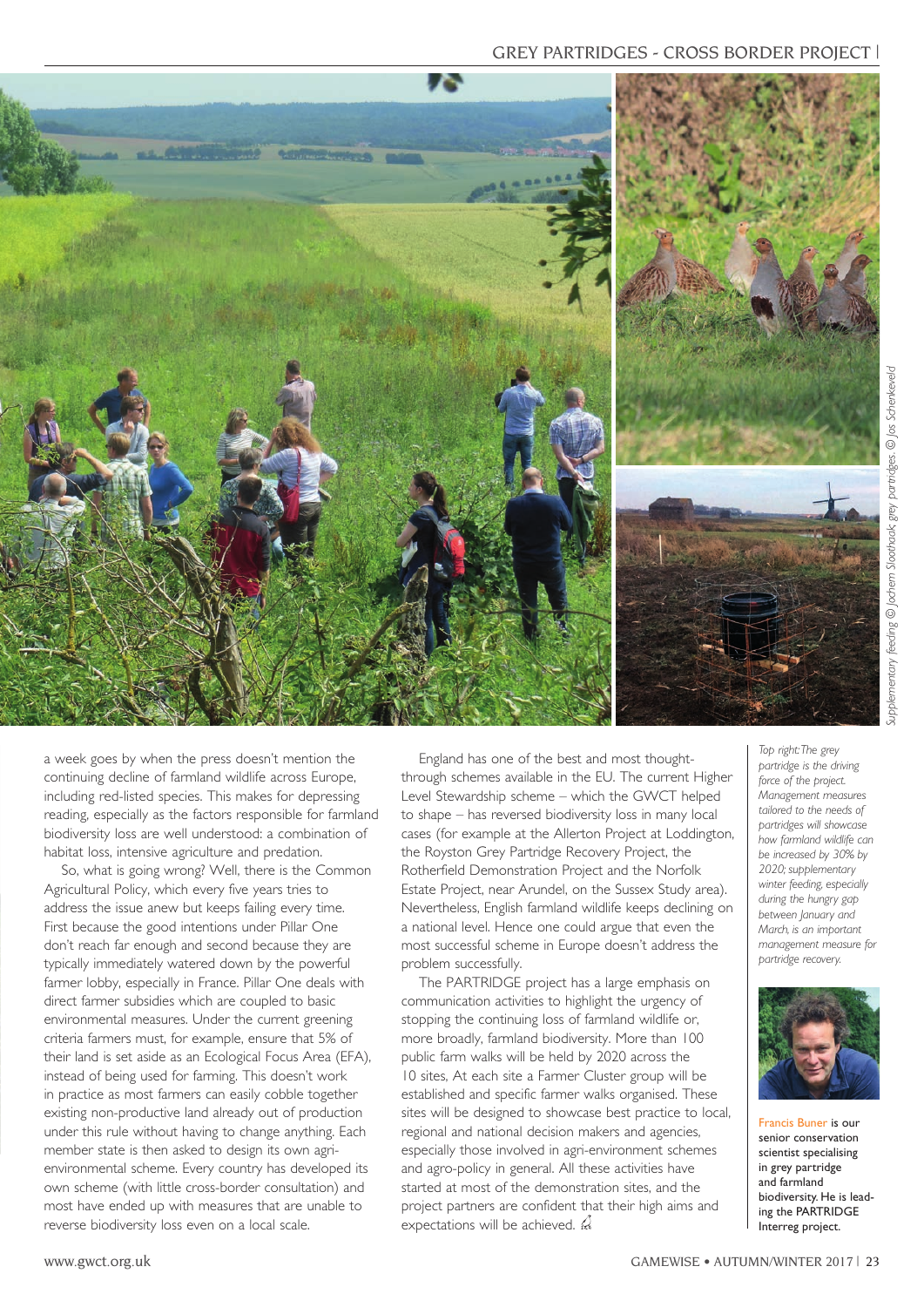a week goes by when the press doesn't mention the continuing decline of farmland wildlife across Europe, including red-listed species. This makes for depressing reading, especially as the factors responsible for farmland biodiversity loss are well understood: a combination of habitat loss, intensive agriculture and predation.

So, what is going wrong? Well, there is the Common Agricultural Policy, which every five years tries to address the issue anew but keeps failing every time. First because the good intentions under Pillar One don't reach far enough and second because they are typically immediately watered down by the powerful farmer lobby, especially in France. Pillar One deals with direct farmer subsidies which are coupled to basic environmental measures. Under the current greening criteria farmers must, for example, ensure that 5% of their land is set aside as an Ecological Focus Area (EFA), instead of being used for farming. This doesn't work in practice as most farmers can easily cobble together existing non-productive land already out of production under this rule without having to change anything. Each member state is then asked to design its own agri-environmental scheme. Every country has developed its own scheme (with little cross-border consultation) and most have ended up with measures that are unable to reverse biodiversity loss even on a local scale.

England has one of the best and most thought-through schemes available in the EU. The current Higher Level Stewardship scheme – which the GWCT helped to shape – has reversed biodiversity loss in many local cases (for example at the Allerton Project at Loddington, the Royston Grey Partridge Recovery Project, the Rotherfield Demonstration Project and the Norfolk Estate Project, near Arundel, on the Sussex Study area). Nevertheless, English farmland wildlife keeps declining on a national level. Hence one could argue that even the most successful scheme in Europe doesn't address the problem successfully.

The PARTRIDGE project has a large emphasis on communication activities to highlight the urgency of stopping the continuing loss of farmland wildlife or, more broadly, farmland biodiversity. More than 100 public farm walks will be held by 2020 across the 10 sites. At each site a Farmer Cluster group will be established and specific farmer walks organised. These sites will be designed to showcase best practice to local, regional and national decision makers and agencies, especially those involved in agri-environment schemes and agro-policy in general. All these activities have started at most of the demonstration sites, and the project partners are confident that their high aims and expectations will be achieved.

*Top right: The grey partridge is the driving force of the project. Management measures tailored to the needs of partridges will showcase how farmland wildlife can be increased by 30% by 2020; supplementary winter feeding, especially during the hungry gap between January and March, is an important management measure for partridge recovery.*

*Supplementary feeding © Jochem Sloothaak grey partridges. © Jos Schenkeveld*

Francis Buner is our senior conservation scientist specialising in grey partridge and farmland biodiversity. He is leading the PARTRIDGE Interreg project.